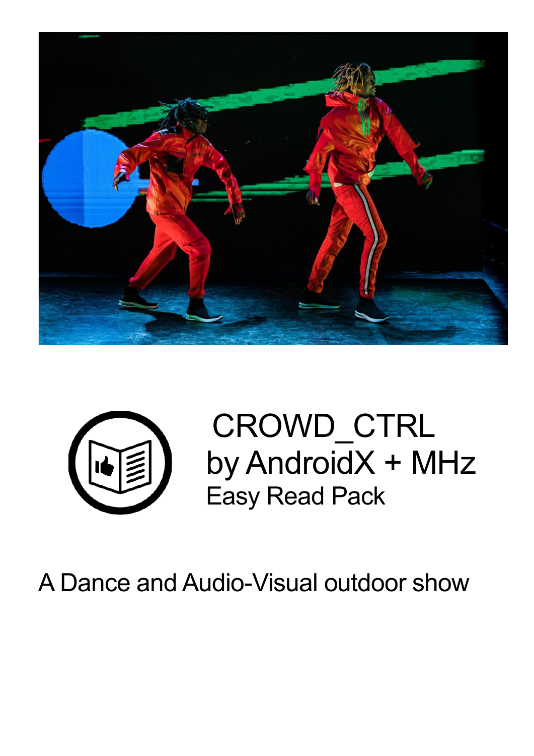# CROWD_CTRL
# by AndroidX + MHz

## Easy Read Pack

A Dance and Audio-Visual outdoor show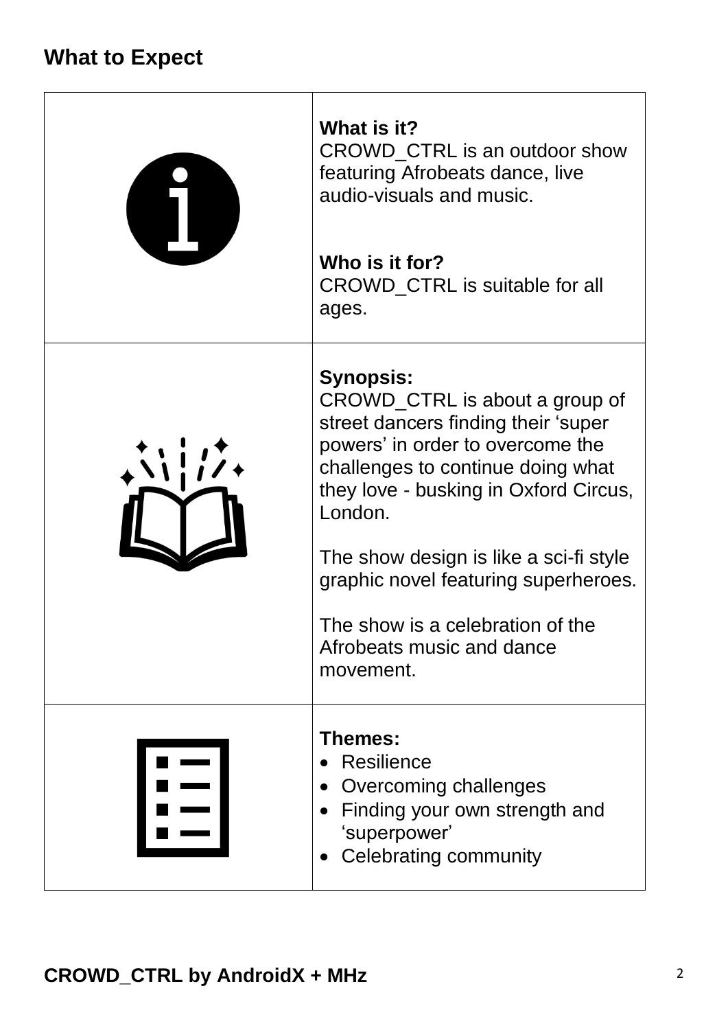## What to Expect

**What is it?**
CROWD_CTRL is an outdoor show featuring Afrobeats dance, live audio-visuals and music.

**Who is it for?**
CROWD_CTRL is suitable for all ages.

**Synopsis:**
CROWD_CTRL is about a group of street dancers finding their 'super powers' in order to overcome the challenges to continue doing what they love - busking in Oxford Circus, London.

The show design is like a sci-fi style graphic novel featuring superheroes.

The show is a celebration of the Afrobeats music and dance movement.

**Themes:**

- Resilience
- Overcoming challenges
- Finding your own strength and 'superpower'
- Celebrating community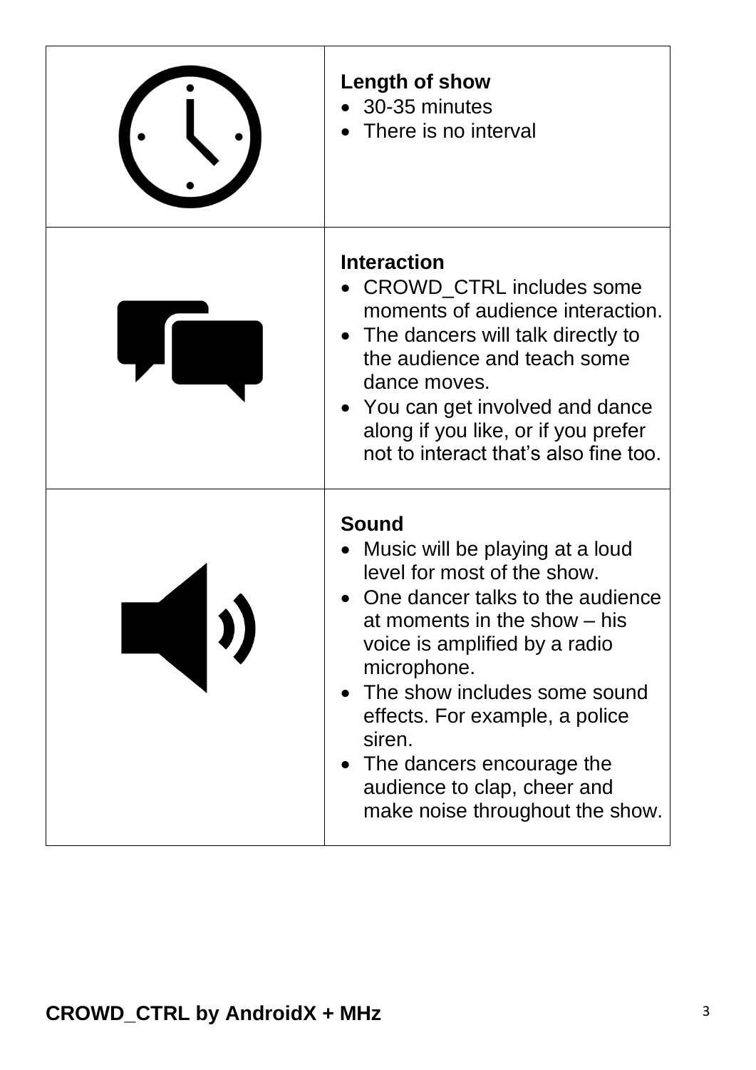| | |
|---|---|
| | **Length of show**<br>• 30-35 minutes<br>• There is no interval |
| | **Interaction**<br>• CROWD_CTRL includes some moments of audience interaction.<br>• The dancers will talk directly to the audience and teach some dance moves.<br>• You can get involved and dance along if you like, or if you prefer not to interact that's also fine too. |
| | **Sound**<br>• Music will be playing at a loud level for most of the show.<br>• One dancer talks to the audience at moments in the show – his voice is amplified by a radio microphone.<br>• The show includes some sound effects. For example, a police siren.<br>• The dancers encourage the audience to clap, cheer and make noise throughout the show. |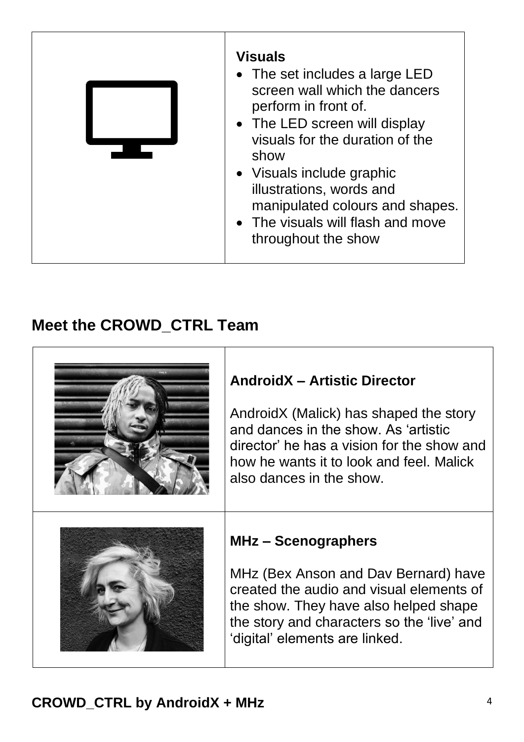| | Visuals |
|---|---|
| | **Visuals**<br>• The set includes a large LED screen wall which the dancers perform in front of.<br>• The LED screen will display visuals for the duration of the show<br>• Visuals include graphic illustrations, words and manipulated colours and shapes.<br>• The visuals will flash and move throughout the show |

## Meet the CROWD_CTRL Team

| | |
|---|---|
| | **AndroidX – Artistic Director**<br><br>AndroidX (Malick) has shaped the story and dances in the show. As 'artistic director' he has a vision for the show and how he wants it to look and feel. Malick also dances in the show. |
| | **MHz – Scenographers**<br><br>MHz (Bex Anson and Dav Bernard) have created the audio and visual elements of the show. They have also helped shape the story and characters so the 'live' and 'digital' elements are linked. |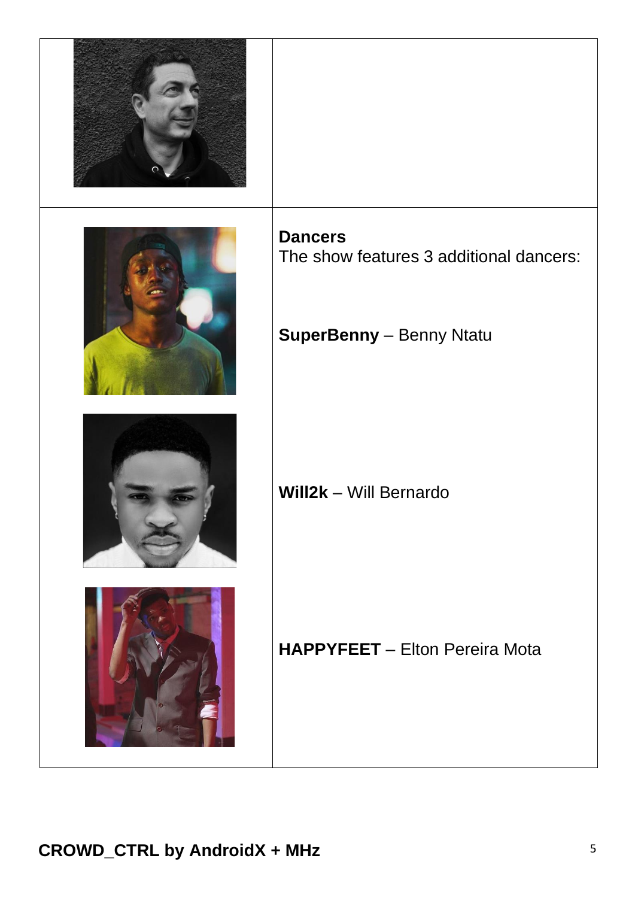**Dancers**
The show features 3 additional dancers:

**SuperBenny** – Benny Ntatu

**Will2k** – Will Bernardo

**HAPPYFEET** – Elton Pereira Mota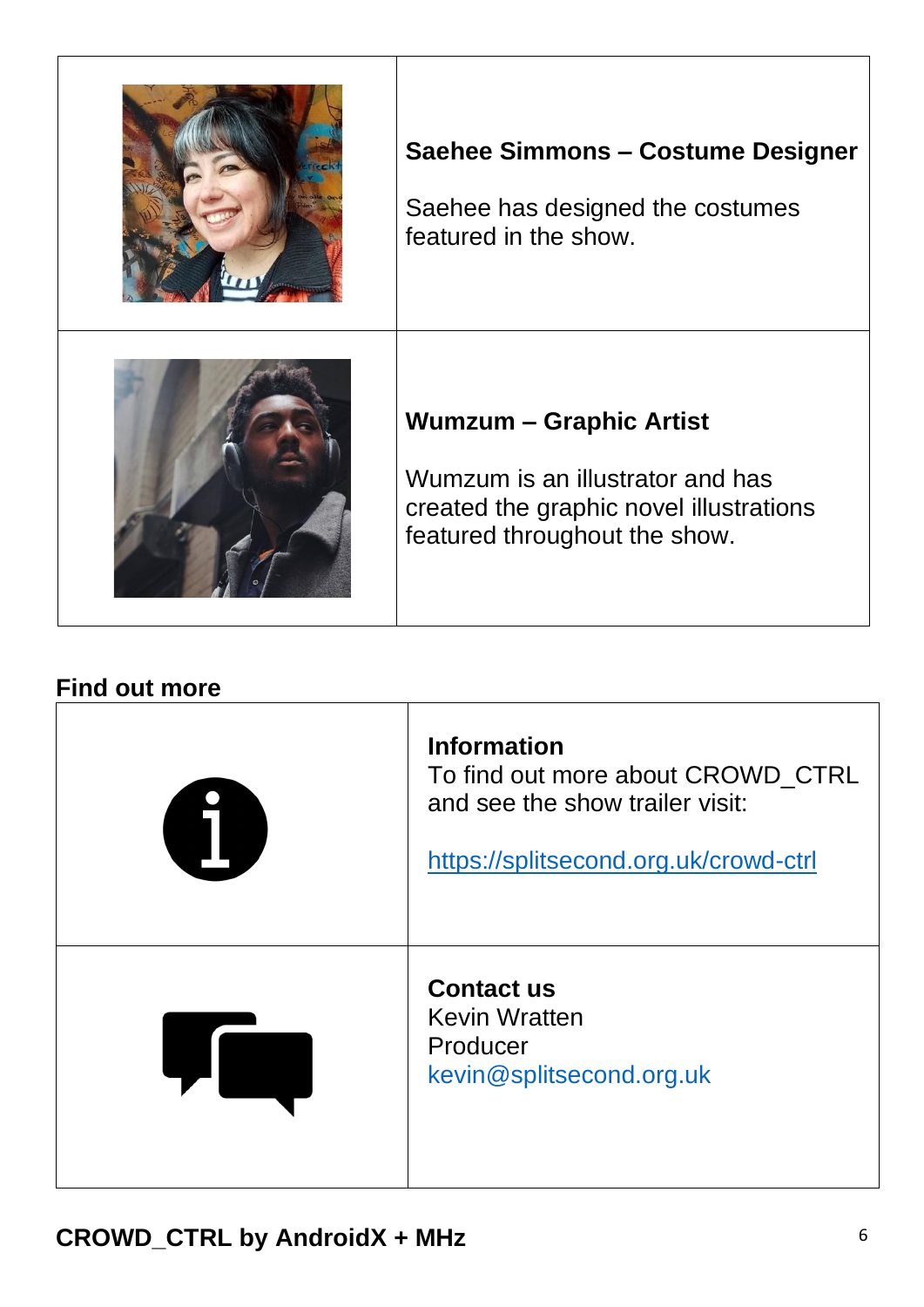| | |
|---|---|
| | **Saehee Simmons – Costume Designer**<br><br>Saehee has designed the costumes featured in the show. |
| | **Wumzum – Graphic Artist**<br><br>Wumzum is an illustrator and has created the graphic novel illustrations featured throughout the show. |

## Find out more

| | |
|---|---|
| | **Information**<br>To find out more about CROWD_CTRL and see the show trailer visit:<br><br>https://splitsecond.org.uk/crowd-ctrl |
| | **Contact us**<br>Kevin Wratten<br>Producer<br>kevin@splitsecond.org.uk |

**CROWD_CTRL by AndroidX + MHz**